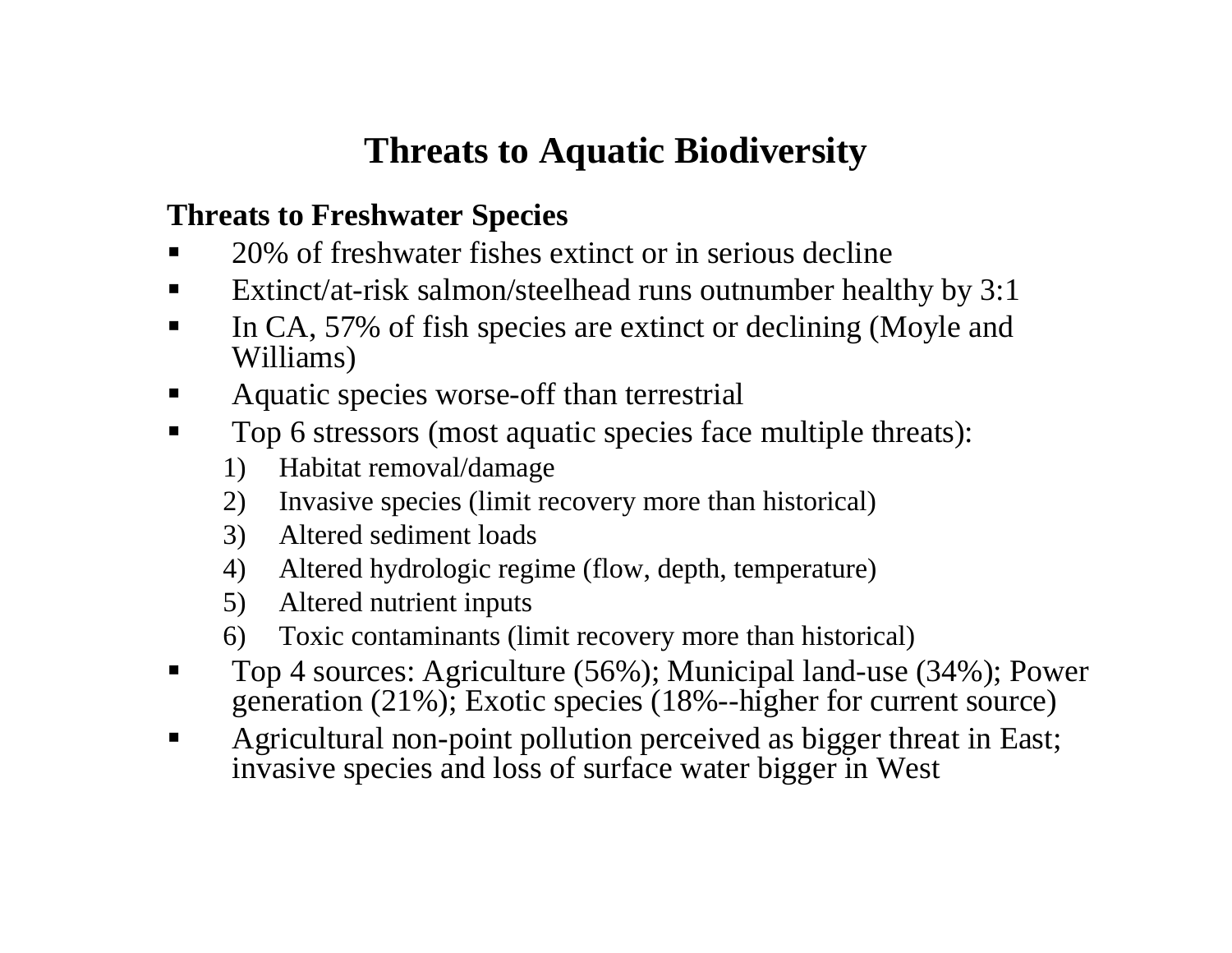# Threats to Aquatic Biodiversity

## Threats to Freshwater Species

- 20% of freshwater fishes extinct or in serious decline
- Extinct/at-risk salmon/steelhead runs outnumber healthy by 3:1
- In CA, 57% of fish species are extinct or declining (Moyle and Williams)
- Aquatic species worse-off than terrestrial
- Top 6 stressors (most aquatic species face multiple threats):
    1) Habitat removal/damage
    2) Invasive species (limit recovery more than historical)
    3) Altered sediment loads
    4) Altered hydrologic regime (flow, depth, temperature)
    5) Altered nutrient inputs
    6) Toxic contaminants (limit recovery more than historical)
- Top 4 sources: Agriculture (56%); Municipal land-use (34%); Power generation (21%); Exotic species (18%--higher for current source)
- Agricultural non-point pollution perceived as bigger threat in East; invasive species and loss of surface water bigger in West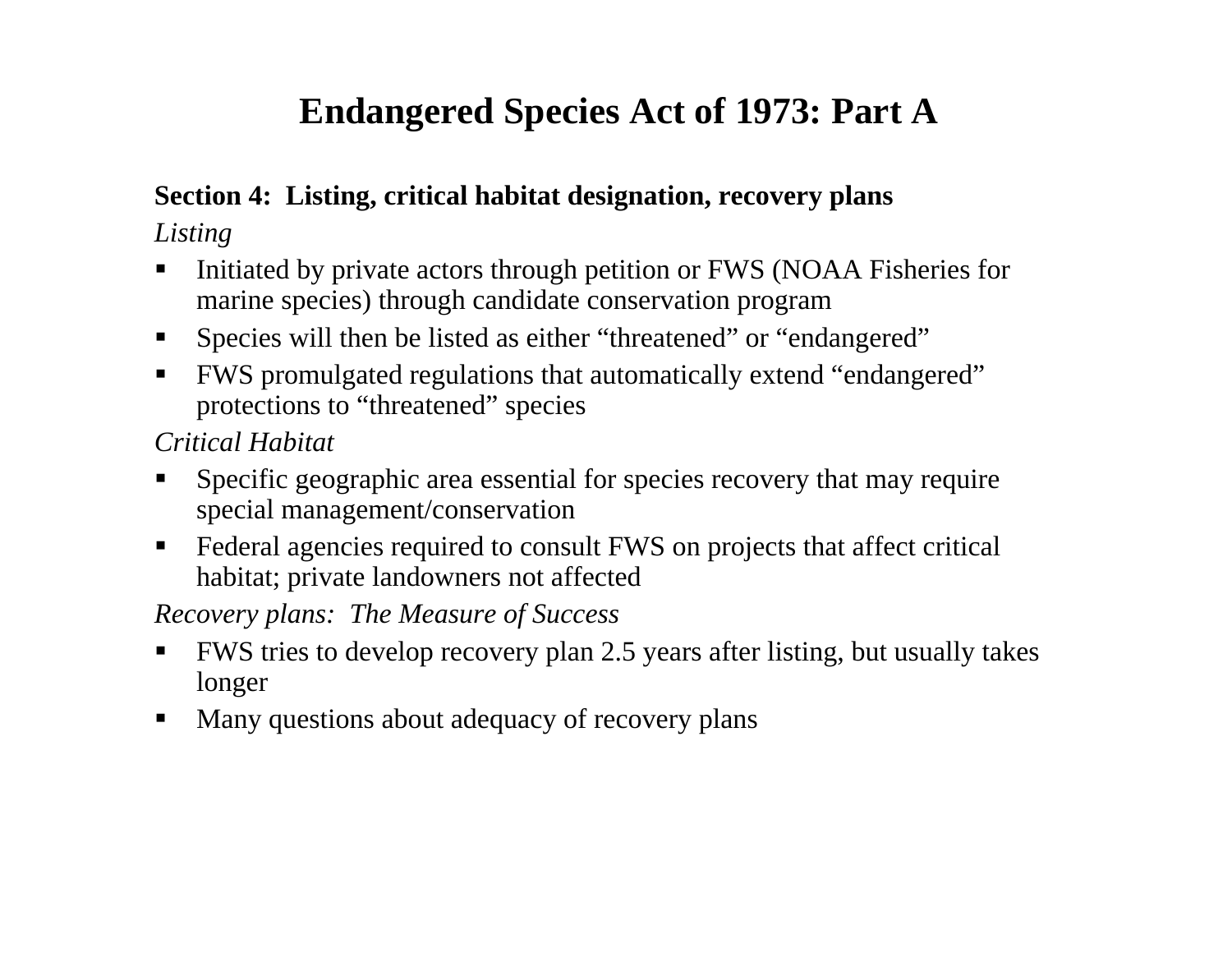# Endangered Species Act of 1973: Part A

**Section 4: Listing, critical habitat designation, recovery plans**

*Listing*

- Initiated by private actors through petition or FWS (NOAA Fisheries for marine species) through candidate conservation program
- Species will then be listed as either “threatened” or “endangered”
- FWS promulgated regulations that automatically extend “endangered” protections to “threatened” species

*Critical Habitat*

- Specific geographic area essential for species recovery that may require special management/conservation
- Federal agencies required to consult FWS on projects that affect critical habitat; private landowners not affected

*Recovery plans: The Measure of Success*

- FWS tries to develop recovery plan 2.5 years after listing, but usually takes longer
- Many questions about adequacy of recovery plans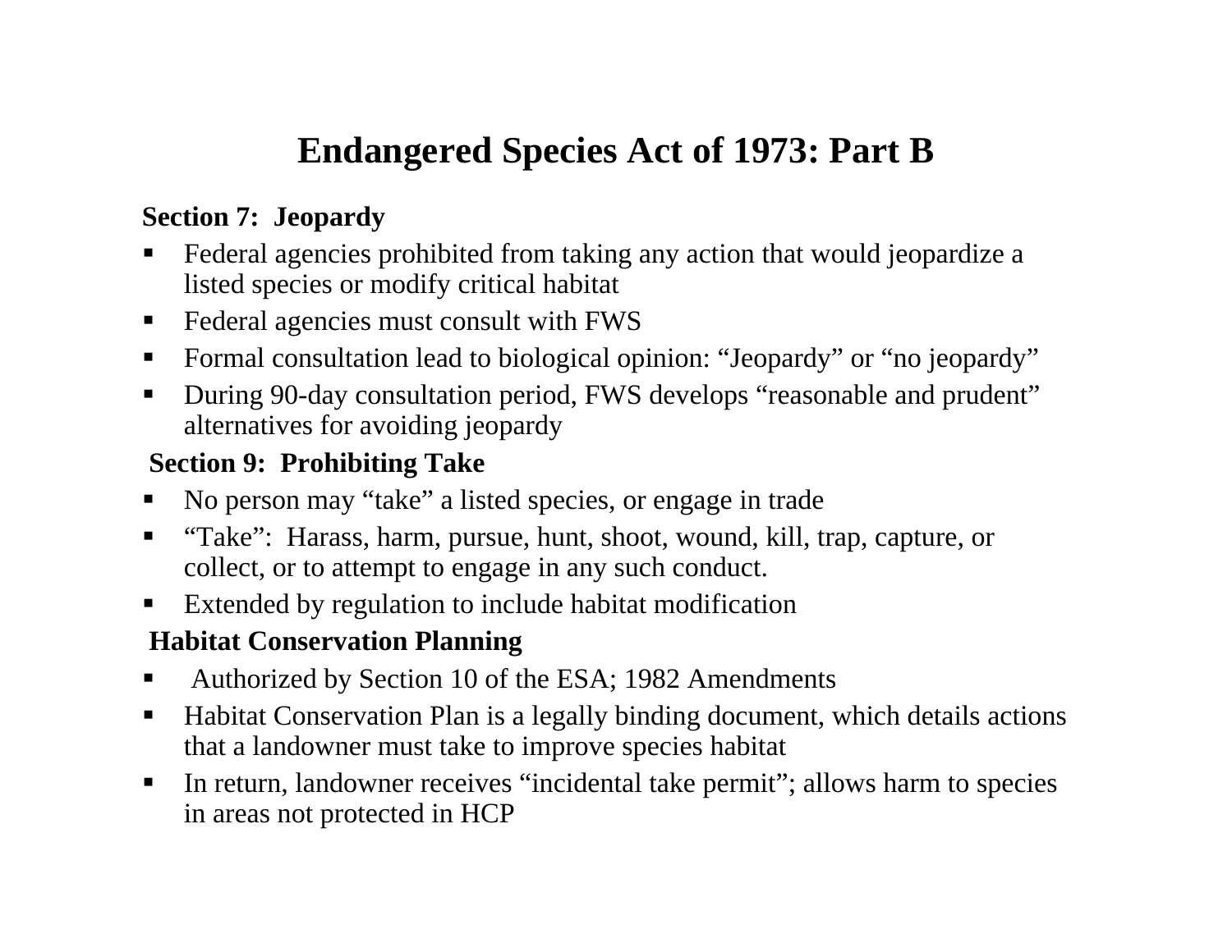# Endangered Species Act of 1973: Part B

**Section 7: Jeopardy**

- Federal agencies prohibited from taking any action that would jeopardize a listed species or modify critical habitat
- Federal agencies must consult with FWS
- Formal consultation lead to biological opinion: "Jeopardy" or "no jeopardy"
- During 90-day consultation period, FWS develops "reasonable and prudent" alternatives for avoiding jeopardy

**Section 9: Prohibiting Take**

- No person may "take" a listed species, or engage in trade
- "Take": Harass, harm, pursue, hunt, shoot, wound, kill, trap, capture, or collect, or to attempt to engage in any such conduct.
- Extended by regulation to include habitat modification

**Habitat Conservation Planning**

- Authorized by Section 10 of the ESA; 1982 Amendments
- Habitat Conservation Plan is a legally binding document, which details actions that a landowner must take to improve species habitat
- In return, landowner receives "incidental take permit"; allows harm to species in areas not protected in HCP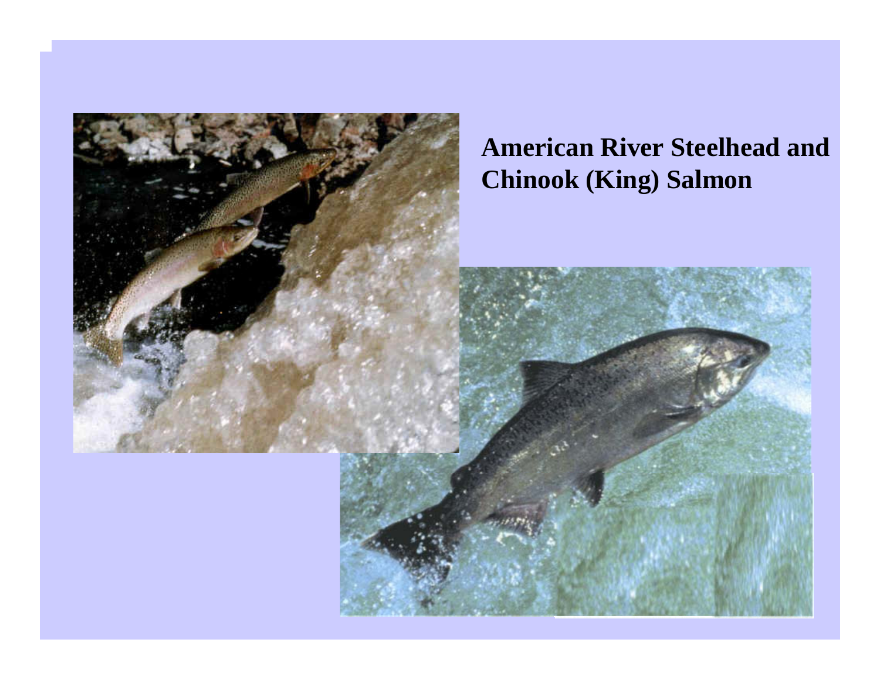**American River Steelhead and Chinook (King) Salmon**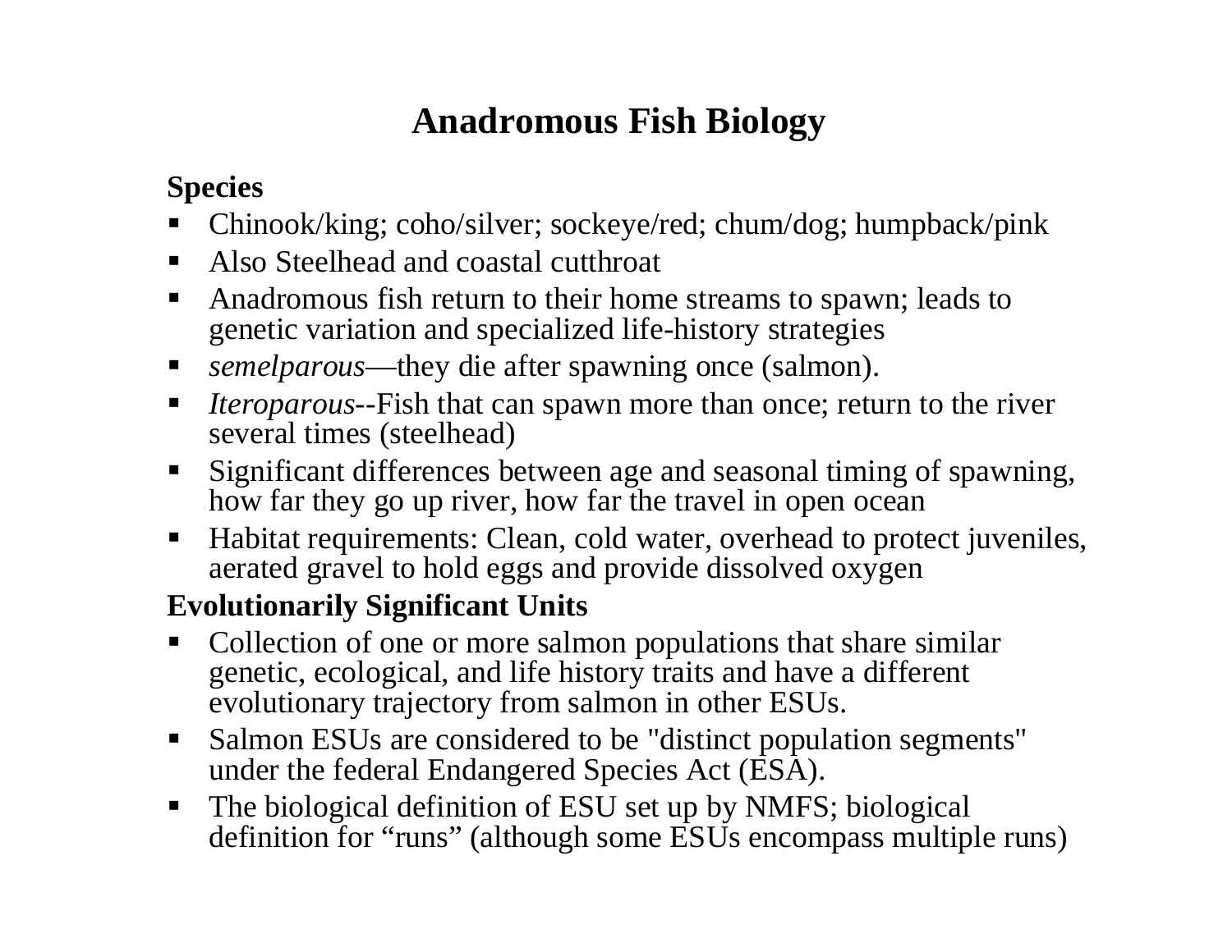# Anadromous Fish Biology

## Species

- Chinook/king; coho/silver; sockeye/red; chum/dog; humpback/pink
- Also Steelhead and coastal cutthroat
- Anadromous fish return to their home streams to spawn; leads to genetic variation and specialized life-history strategies
- *semelparous*—they die after spawning once (salmon).
- *Iteroparous*--Fish that can spawn more than once; return to the river several times (steelhead)
- Significant differences between age and seasonal timing of spawning, how far they go up river, how far the travel in open ocean
- Habitat requirements: Clean, cold water, overhead to protect juveniles, aerated gravel to hold eggs and provide dissolved oxygen

## Evolutionarily Significant Units

- Collection of one or more salmon populations that share similar genetic, ecological, and life history traits and have a different evolutionary trajectory from salmon in other ESUs.
- Salmon ESUs are considered to be "distinct population segments" under the federal Endangered Species Act (ESA).
- The biological definition of ESU set up by NMFS; biological definition for "runs" (although some ESUs encompass multiple runs)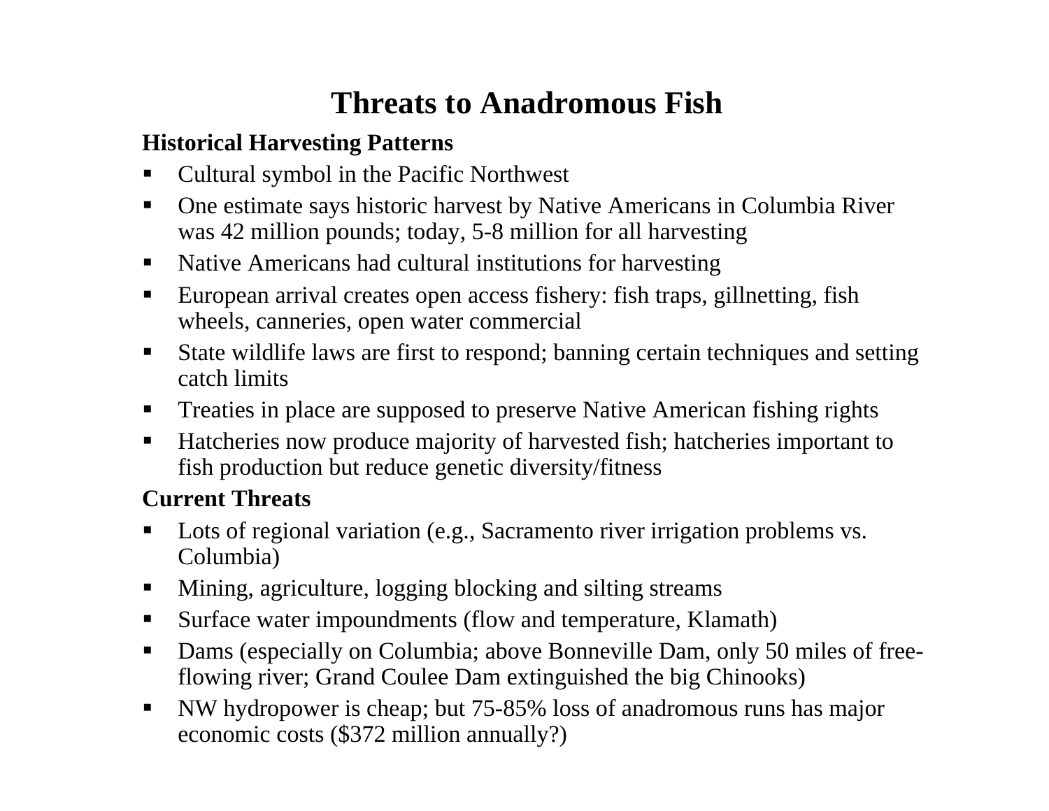# Threats to Anadromous Fish

**Historical Harvesting Patterns**

- Cultural symbol in the Pacific Northwest
- One estimate says historic harvest by Native Americans in Columbia River was 42 million pounds; today, 5-8 million for all harvesting
- Native Americans had cultural institutions for harvesting
- European arrival creates open access fishery: fish traps, gillnetting, fish wheels, canneries, open water commercial
- State wildlife laws are first to respond; banning certain techniques and setting catch limits
- Treaties in place are supposed to preserve Native American fishing rights
- Hatcheries now produce majority of harvested fish; hatcheries important to fish production but reduce genetic diversity/fitness

**Current Threats**

- Lots of regional variation (e.g., Sacramento river irrigation problems vs. Columbia)
- Mining, agriculture, logging blocking and silting streams
- Surface water impoundments (flow and temperature, Klamath)
- Dams (especially on Columbia; above Bonneville Dam, only 50 miles of free-flowing river; Grand Coulee Dam extinguished the big Chinooks)
- NW hydropower is cheap; but 75-85% loss of anadromous runs has major economic costs ($372 million annually?)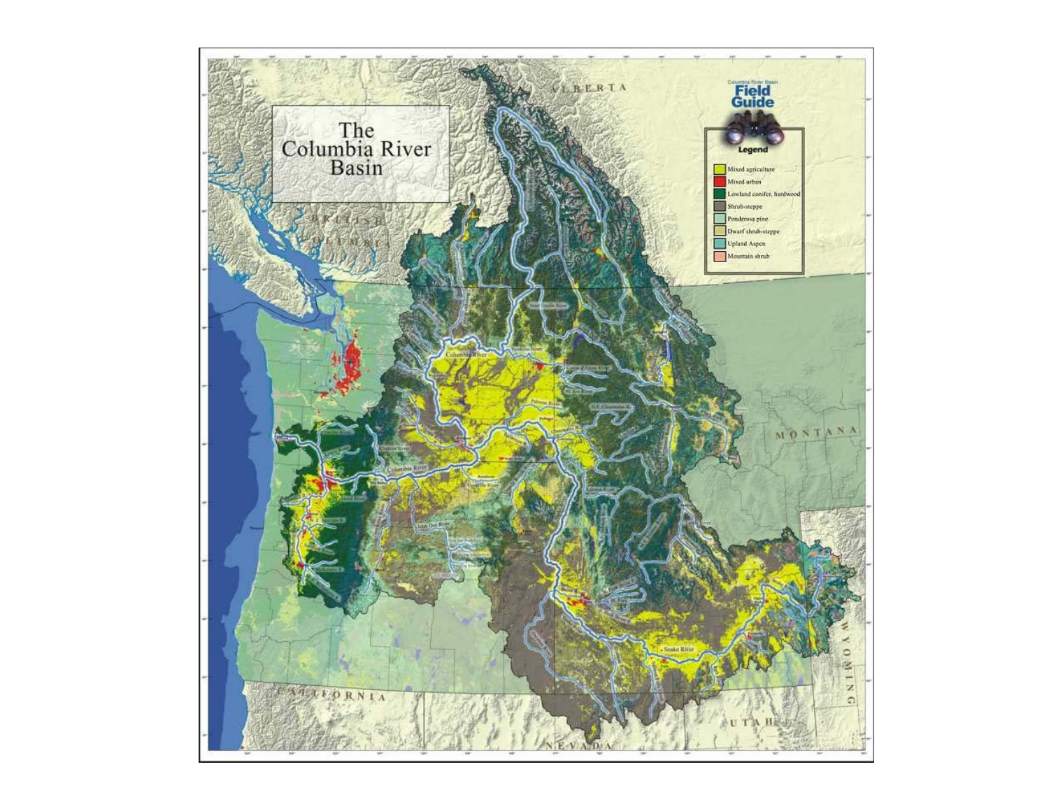# The Columbia River Basin

Columbia River Basin Field Guide

**Legend**

- Mixed agriculture
- Mixed urban
- Lowland conifer, hardwood
- Shrub-steppe
- Ponderosa pine
- Dwarf shrub-steppe
- Upland Aspen
- Mountain shrub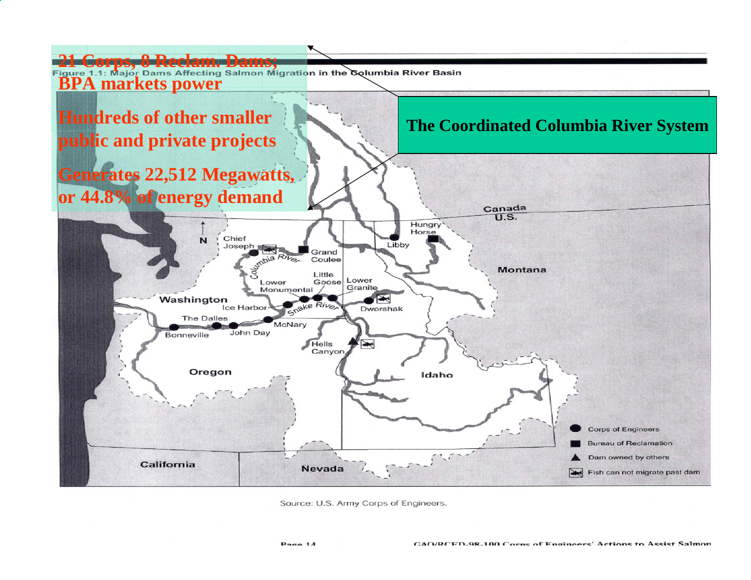# The Coordinated Columbia River System

**21 Corps, 8 Reclam. Dams; BPA markets power**

**Hundreds of other smaller public and private projects**

**Generates 22,512 Megawatts, or 44.8% of energy demand**

Figure 1.1: Major Dams Affecting Salmon Migration in the Columbia River Basin

Canada
U.S.

Hungry Horse
Libby
Montana
N
Chief Joseph
Grand Coulee
Columbia River
Little Goose
Lower Granite
Lower Monumental
Washington
Ice Harbor
Snake River
Dworshak
The Dalles
McNary
Bonneville
John Day
Hells Canyon
Oregon
Idaho
California
Nevada

- Corps of Engineers
- Bureau of Reclamation
- Dam owned by others
- Fish can not migrate past dam

Source: U.S. Army Corps of Engineers.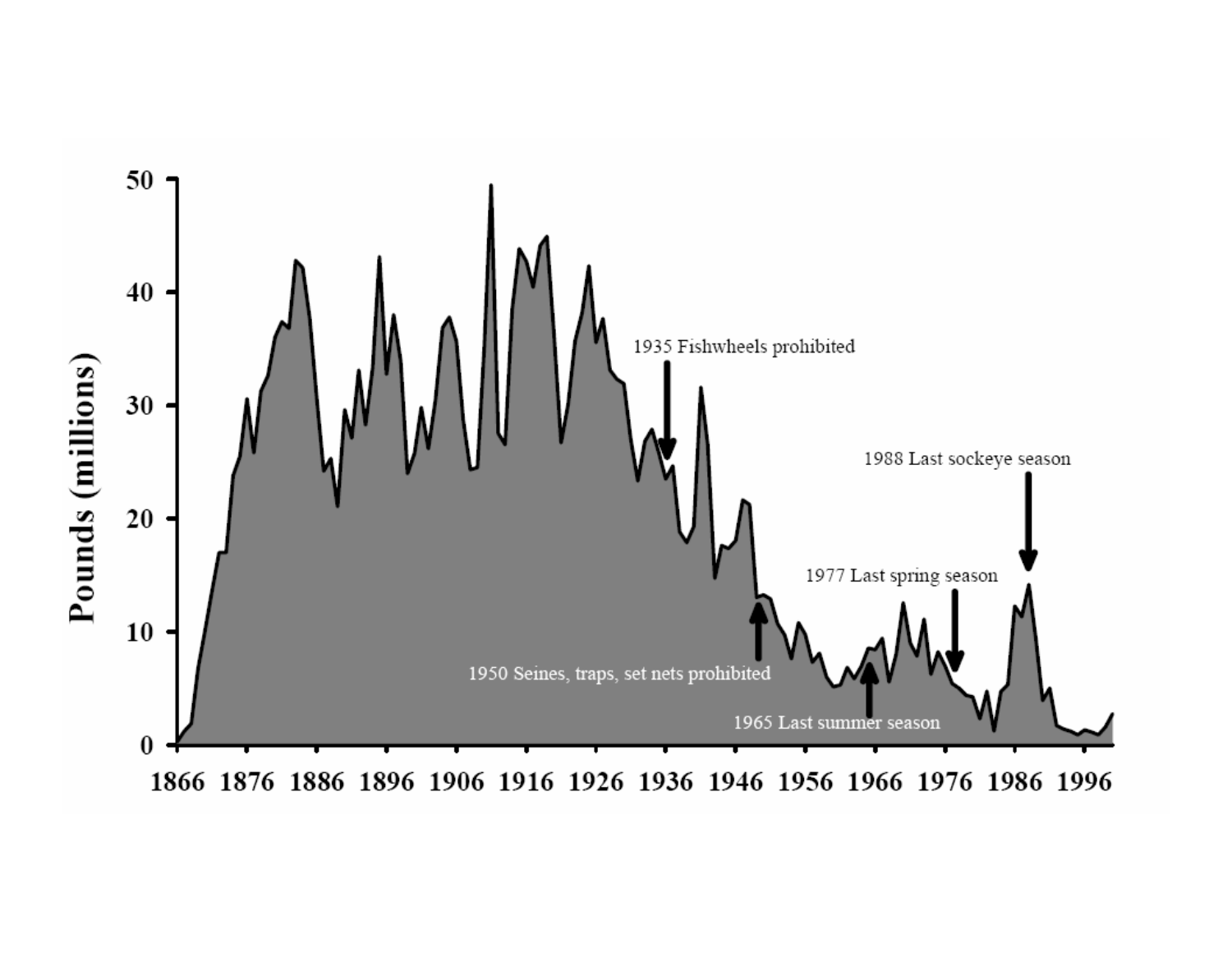Pounds (millions)

50

40

30

20

10

0

1866 1876 1886 1896 1906 1916 1926 1936 1946 1956 1966 1976 1986 1996

1935 Fishwheels prohibited

1950 Seines, traps, set nets prohibited

1965 Last summer season

1977 Last spring season

1988 Last sockeye season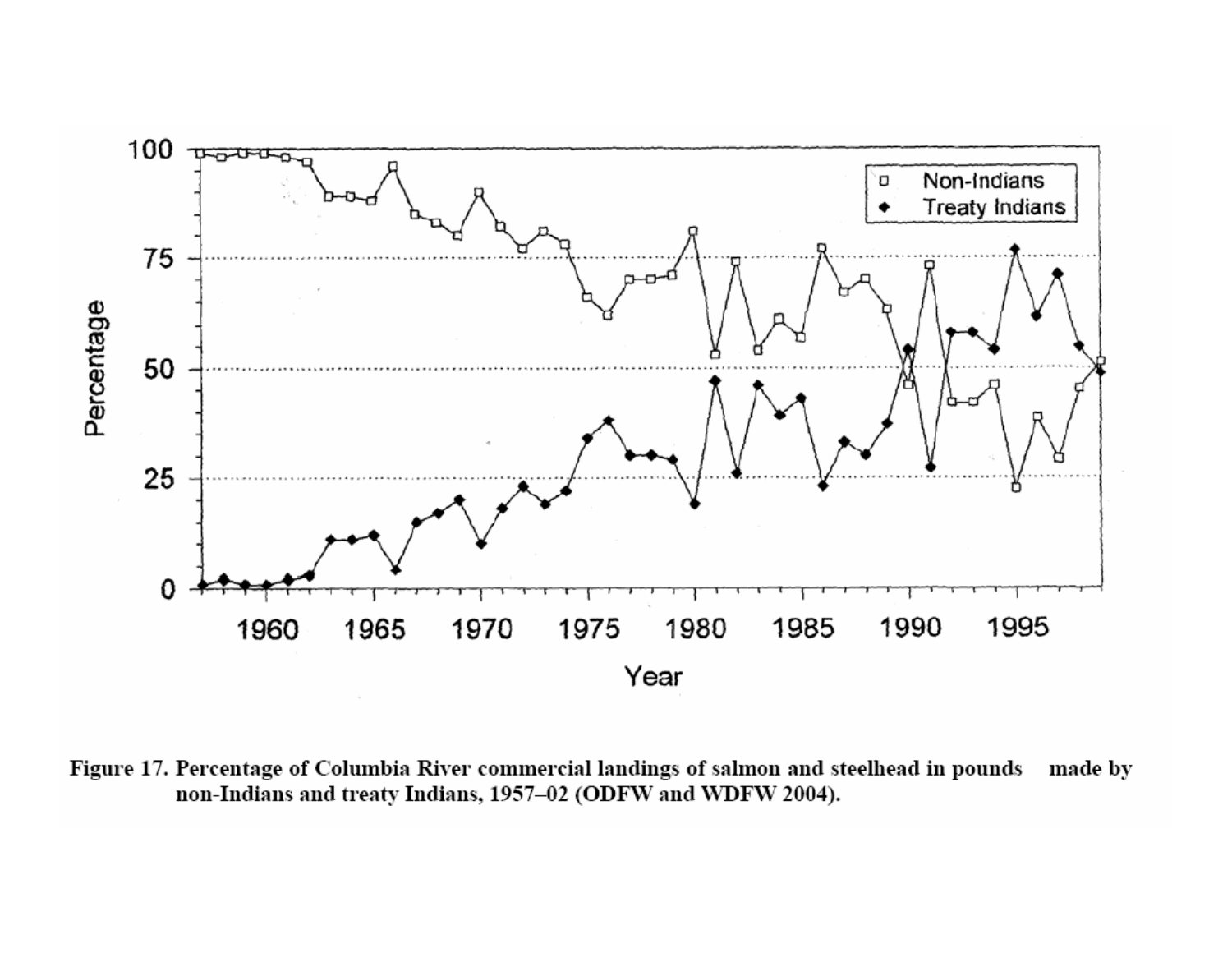Figure 17. Percentage of Columbia River commercial landings of salmon and steelhead in pounds made by non-Indians and treaty Indians, 1957–02 (ODFW and WDFW 2004).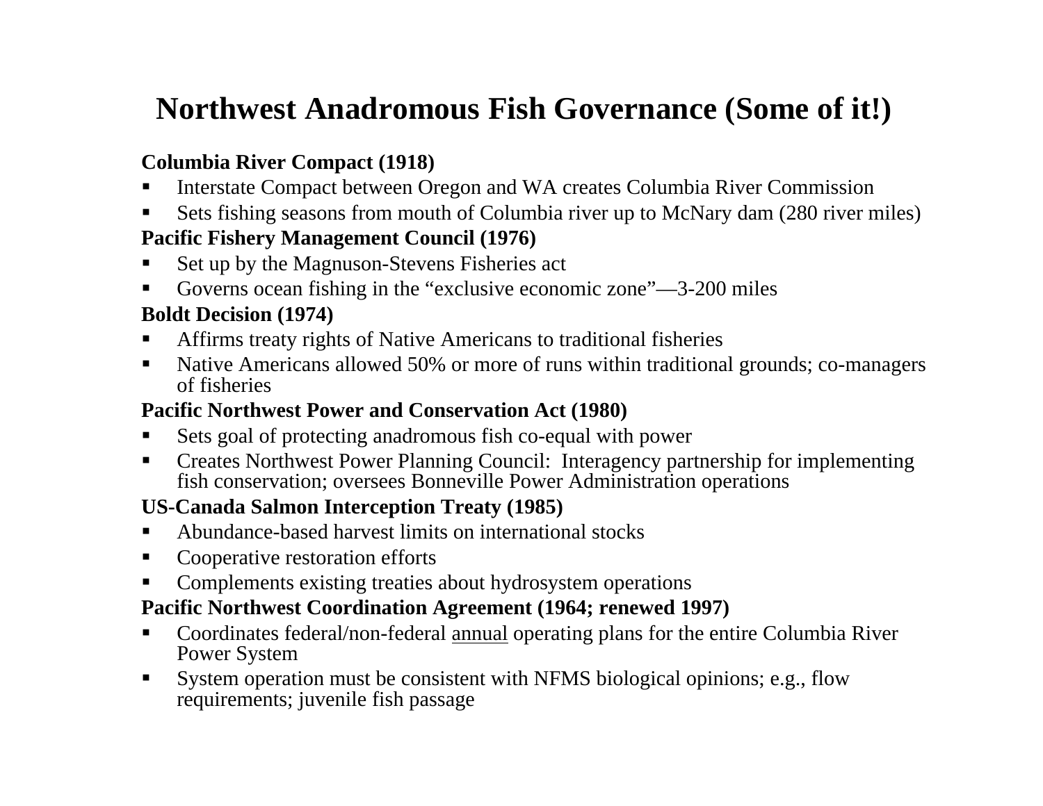# Northwest Anadromous Fish Governance (Some of it!)

**Columbia River Compact (1918)**

- Interstate Compact between Oregon and WA creates Columbia River Commission
- Sets fishing seasons from mouth of Columbia river up to McNary dam (280 river miles)

**Pacific Fishery Management Council (1976)**

- Set up by the Magnuson-Stevens Fisheries act
- Governs ocean fishing in the "exclusive economic zone"—3-200 miles

**Boldt Decision (1974)**

- Affirms treaty rights of Native Americans to traditional fisheries
- Native Americans allowed 50% or more of runs within traditional grounds; co-managers of fisheries

**Pacific Northwest Power and Conservation Act (1980)**

- Sets goal of protecting anadromous fish co-equal with power
- Creates Northwest Power Planning Council: Interagency partnership for implementing fish conservation; oversees Bonneville Power Administration operations

**US-Canada Salmon Interception Treaty (1985)**

- Abundance-based harvest limits on international stocks
- Cooperative restoration efforts
- Complements existing treaties about hydrosystem operations

**Pacific Northwest Coordination Agreement (1964; renewed 1997)**

- Coordinates federal/non-federal <u>annual</u> operating plans for the entire Columbia River Power System
- System operation must be consistent with NFMS biological opinions; e.g., flow requirements; juvenile fish passage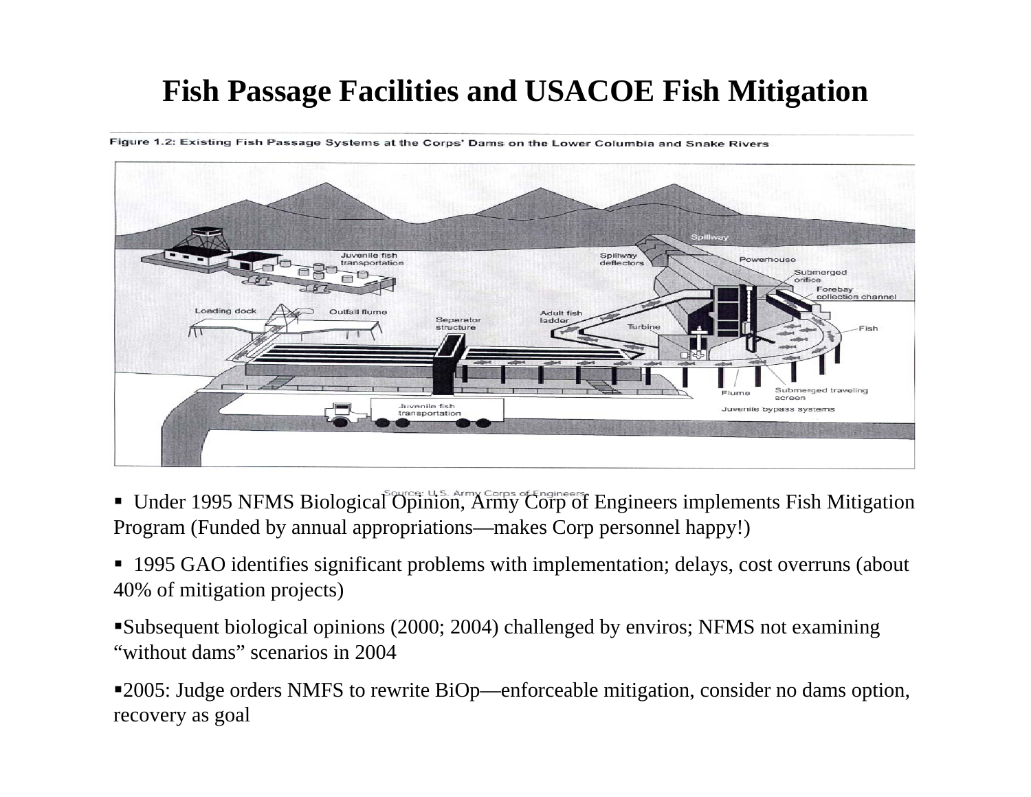# Fish Passage Facilities and USACOE Fish Mitigation

Figure 1.2: Existing Fish Passage Systems at the Corps' Dams on the Lower Columbia and Snake Rivers

Source: U.S. Army Corps of Engineers

- Under 1995 NFMS Biological Opinion, Army Corp of Engineers implements Fish Mitigation Program (Funded by annual appropriations—makes Corp personnel happy!)
- 1995 GAO identifies significant problems with implementation; delays, cost overruns (about 40% of mitigation projects)
- Subsequent biological opinions (2000; 2004) challenged by enviros; NFMS not examining "without dams" scenarios in 2004
- 2005: Judge orders NMFS to rewrite BiOp—enforceable mitigation, consider no dams option, recovery as goal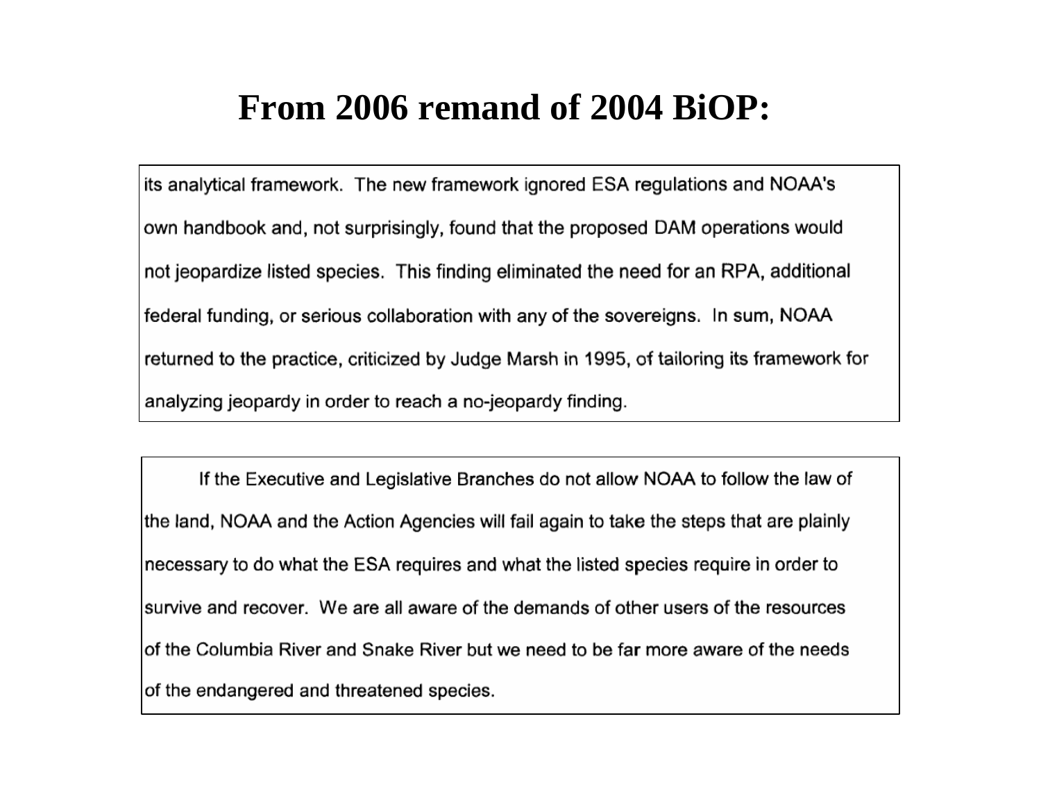# From 2006 remand of 2004 BiOP:

its analytical framework. The new framework ignored ESA regulations and NOAA's own handbook and, not surprisingly, found that the proposed DAM operations would not jeopardize listed species. This finding eliminated the need for an RPA, additional federal funding, or serious collaboration with any of the sovereigns. In sum, NOAA returned to the practice, criticized by Judge Marsh in 1995, of tailoring its framework for analyzing jeopardy in order to reach a no-jeopardy finding.

If the Executive and Legislative Branches do not allow NOAA to follow the law of the land, NOAA and the Action Agencies will fail again to take the steps that are plainly necessary to do what the ESA requires and what the listed species require in order to survive and recover. We are all aware of the demands of other users of the resources of the Columbia River and Snake River but we need to be far more aware of the needs of the endangered and threatened species.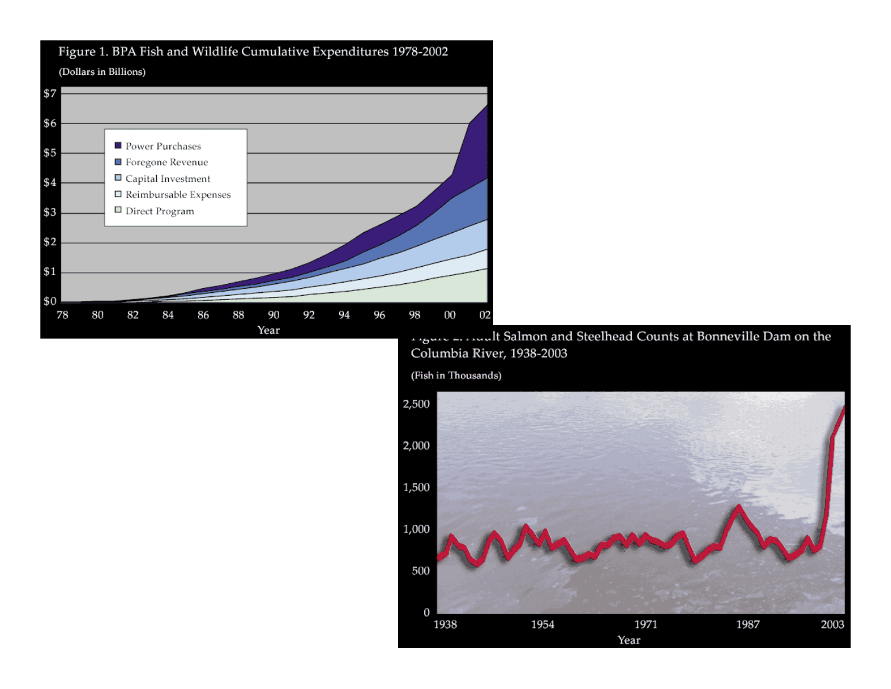Figure 1. BPA Fish and Wildlife Cumulative Expenditures 1978-2002

(Dollars in Billions)

- Power Purchases
- Foregone Revenue
- Capital Investment
- Reimbursable Expenses
- Direct Program

Figure 2. Adult Salmon and Steelhead Counts at Bonneville Dam on the Columbia River, 1938-2003

(Fish in Thousands)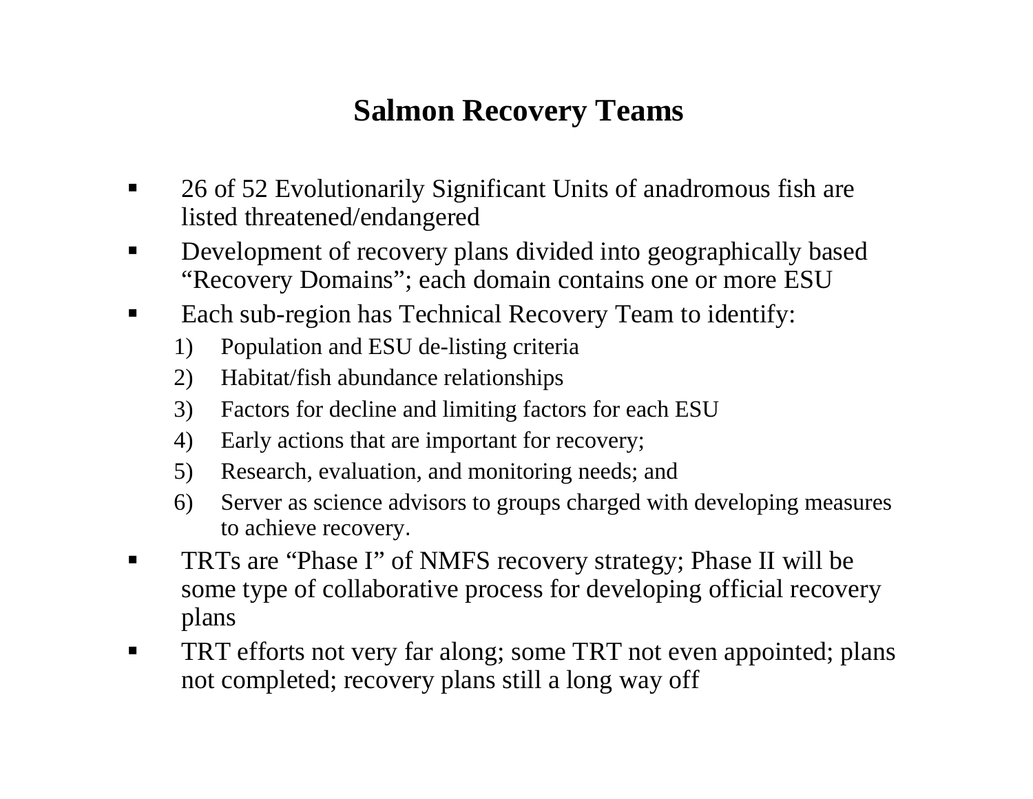# Salmon Recovery Teams

- 26 of 52 Evolutionarily Significant Units of anadromous fish are listed threatened/endangered
- Development of recovery plans divided into geographically based "Recovery Domains"; each domain contains one or more ESU
- Each sub-region has Technical Recovery Team to identify:
  1) Population and ESU de-listing criteria
  2) Habitat/fish abundance relationships
  3) Factors for decline and limiting factors for each ESU
  4) Early actions that are important for recovery;
  5) Research, evaluation, and monitoring needs; and
  6) Server as science advisors to groups charged with developing measures to achieve recovery.
- TRTs are "Phase I" of NMFS recovery strategy; Phase II will be some type of collaborative process for developing official recovery plans
- TRT efforts not very far along; some TRT not even appointed; plans not completed; recovery plans still a long way off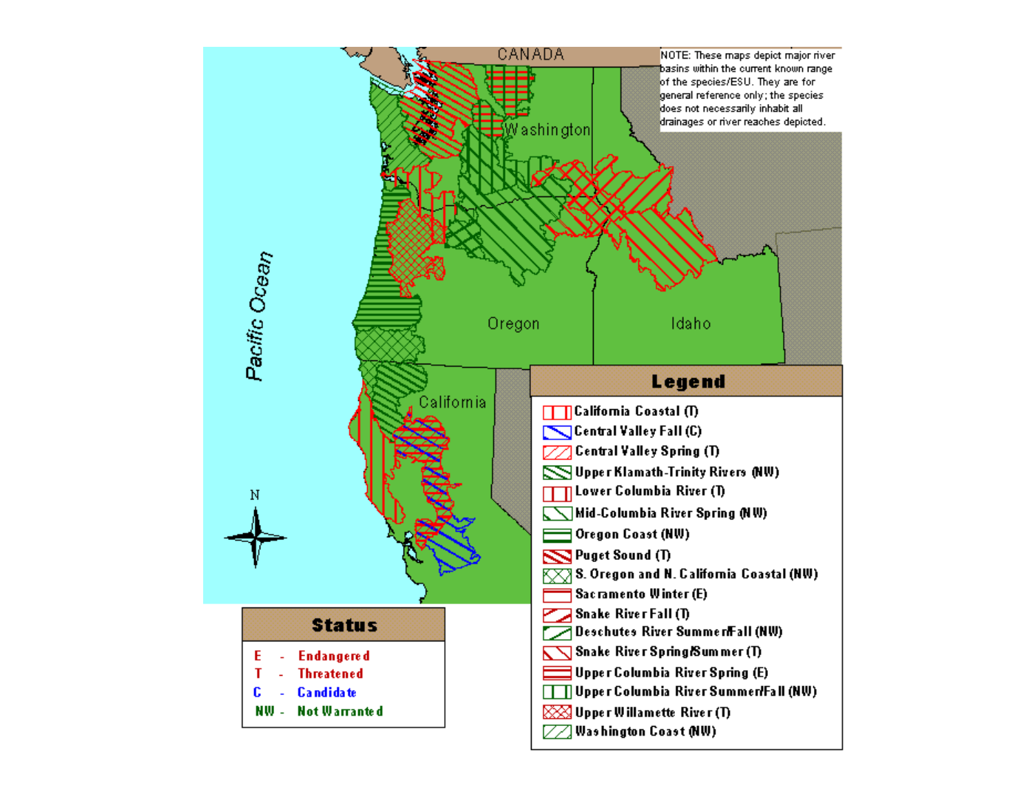CANADA

NOTE: These maps depict major river basins within the current known range of the species/ESU. They are for general reference only; the species does not necessarily inhabit all drainages or river reaches depicted.

Washington

Pacific Ocean

Oregon

Idaho

California

N

## Legend

- California Coastal (T)
- Central Valley Fall (C)
- Central Valley Spring (T)
- Upper Klamath-Trinity Rivers (NW)
- Lower Columbia River (T)
- Mid-Columbia River Spring (NW)
- Oregon Coast (NW)
- Puget Sound (T)
- S. Oregon and N. California Coastal (NW)
- Sacramento Winter (E)
- Snake River Fall (T)
- Deschutes River Summer/Fall (NW)
- Snake River Spring/Summer (T)
- Upper Columbia River Spring (E)
- Upper Columbia River Summer/Fall (NW)
- Upper Willamette River (T)
- Washington Coast (NW)

## Status

- E - Endangered
- T - Threatened
- C - Candidate
- NW - Not Warranted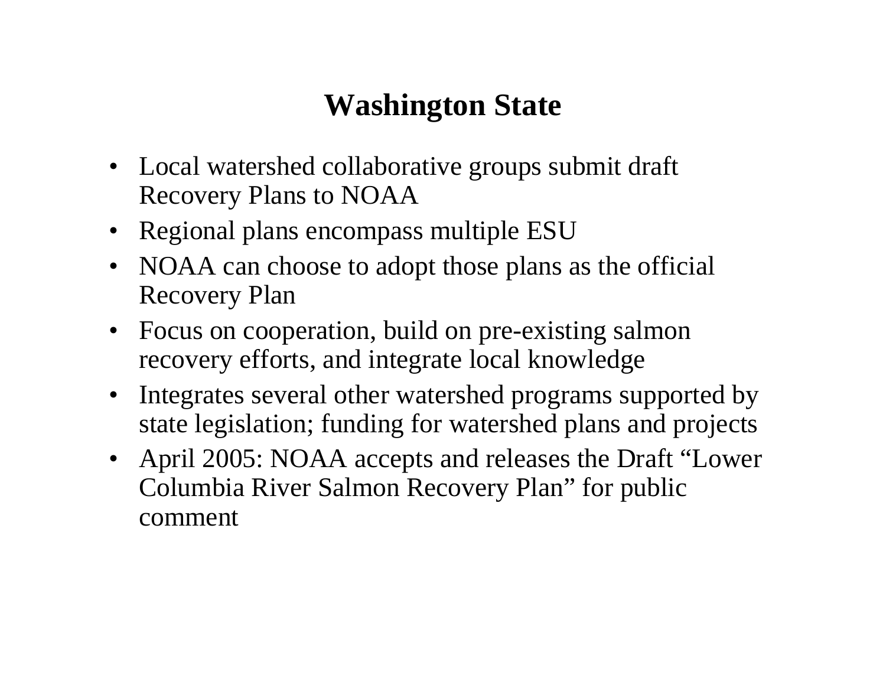# Washington State

- Local watershed collaborative groups submit draft Recovery Plans to NOAA
- Regional plans encompass multiple ESU
- NOAA can choose to adopt those plans as the official Recovery Plan
- Focus on cooperation, build on pre-existing salmon recovery efforts, and integrate local knowledge
- Integrates several other watershed programs supported by state legislation; funding for watershed plans and projects
- April 2005: NOAA accepts and releases the Draft "Lower Columbia River Salmon Recovery Plan" for public comment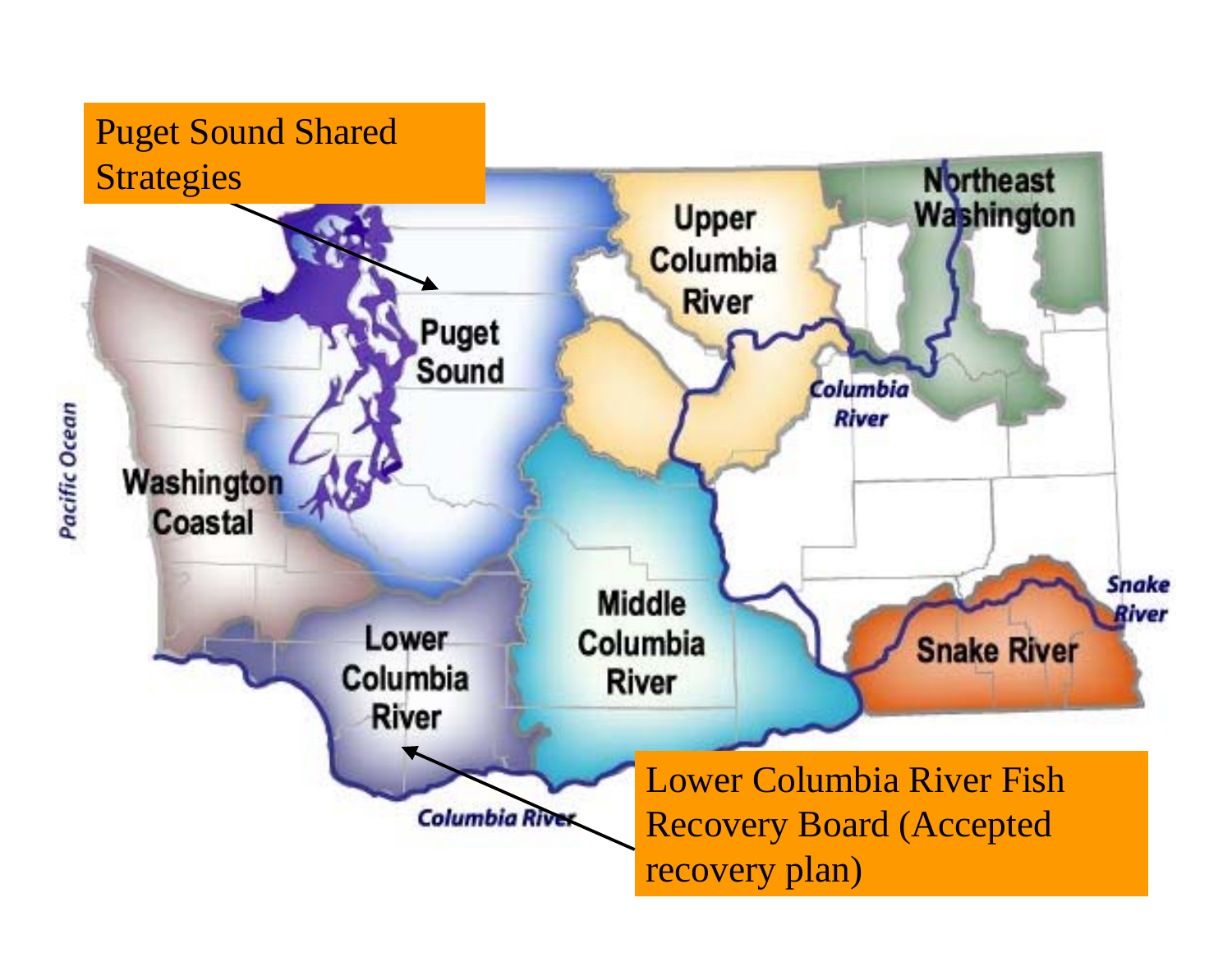Puget Sound Shared Strategies

Lower Columbia River Fish Recovery Board (Accepted recovery plan)

Pacific Ocean

Washington Coastal

Puget Sound

Upper Columbia River

Northeast Washington

Columbia River

Middle Columbia River

Lower Columbia River

Snake River

Snake River

Columbia River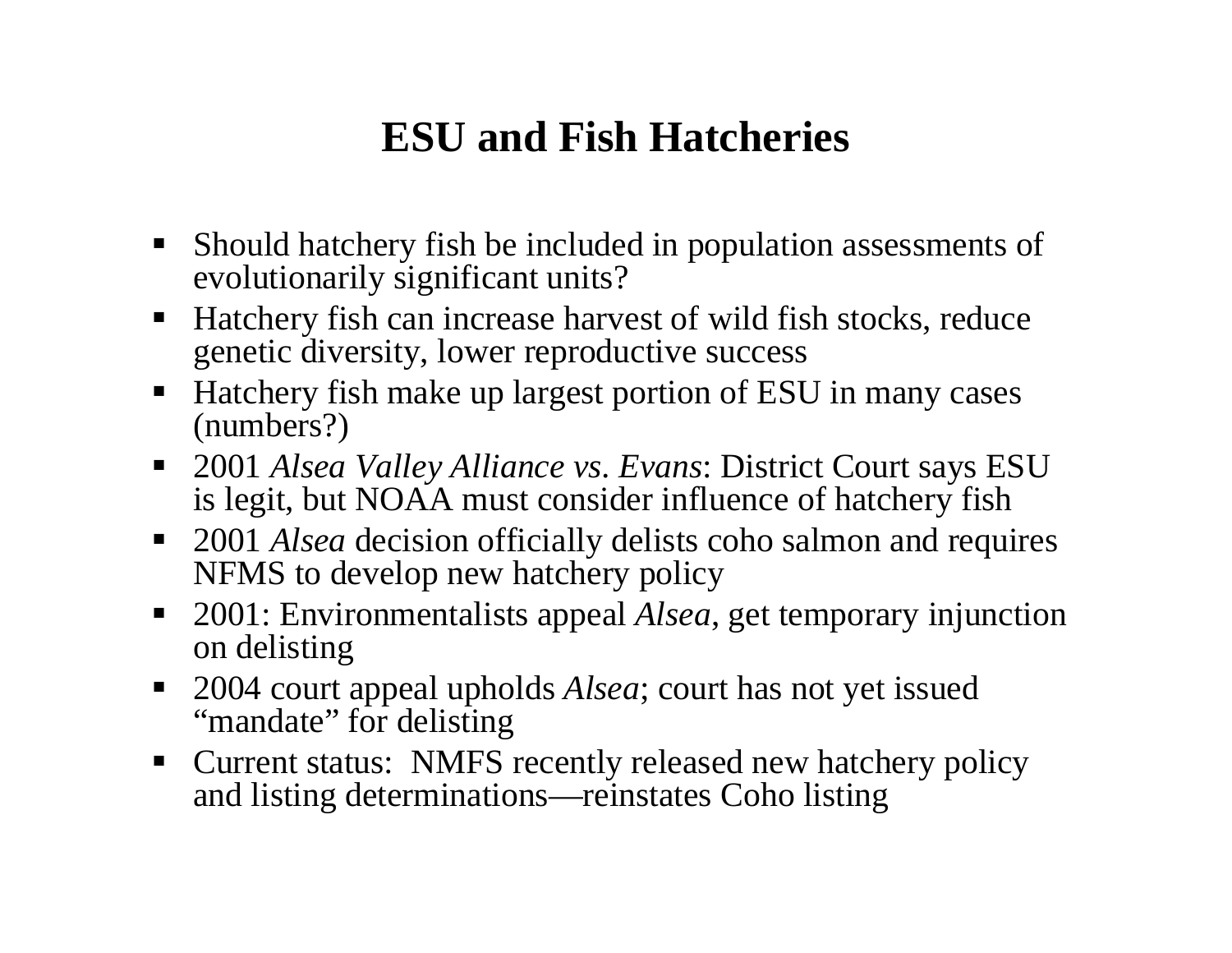# ESU and Fish Hatcheries

- Should hatchery fish be included in population assessments of evolutionarily significant units?
- Hatchery fish can increase harvest of wild fish stocks, reduce genetic diversity, lower reproductive success
- Hatchery fish make up largest portion of ESU in many cases (numbers?)
- 2001 *Alsea Valley Alliance vs. Evans*: District Court says ESU is legit, but NOAA must consider influence of hatchery fish
- 2001 *Alsea* decision officially delists coho salmon and requires NFMS to develop new hatchery policy
- 2001: Environmentalists appeal *Alsea*, get temporary injunction on delisting
- 2004 court appeal upholds *Alsea*; court has not yet issued "mandate" for delisting
- Current status: NMFS recently released new hatchery policy and listing determinations—reinstates Coho listing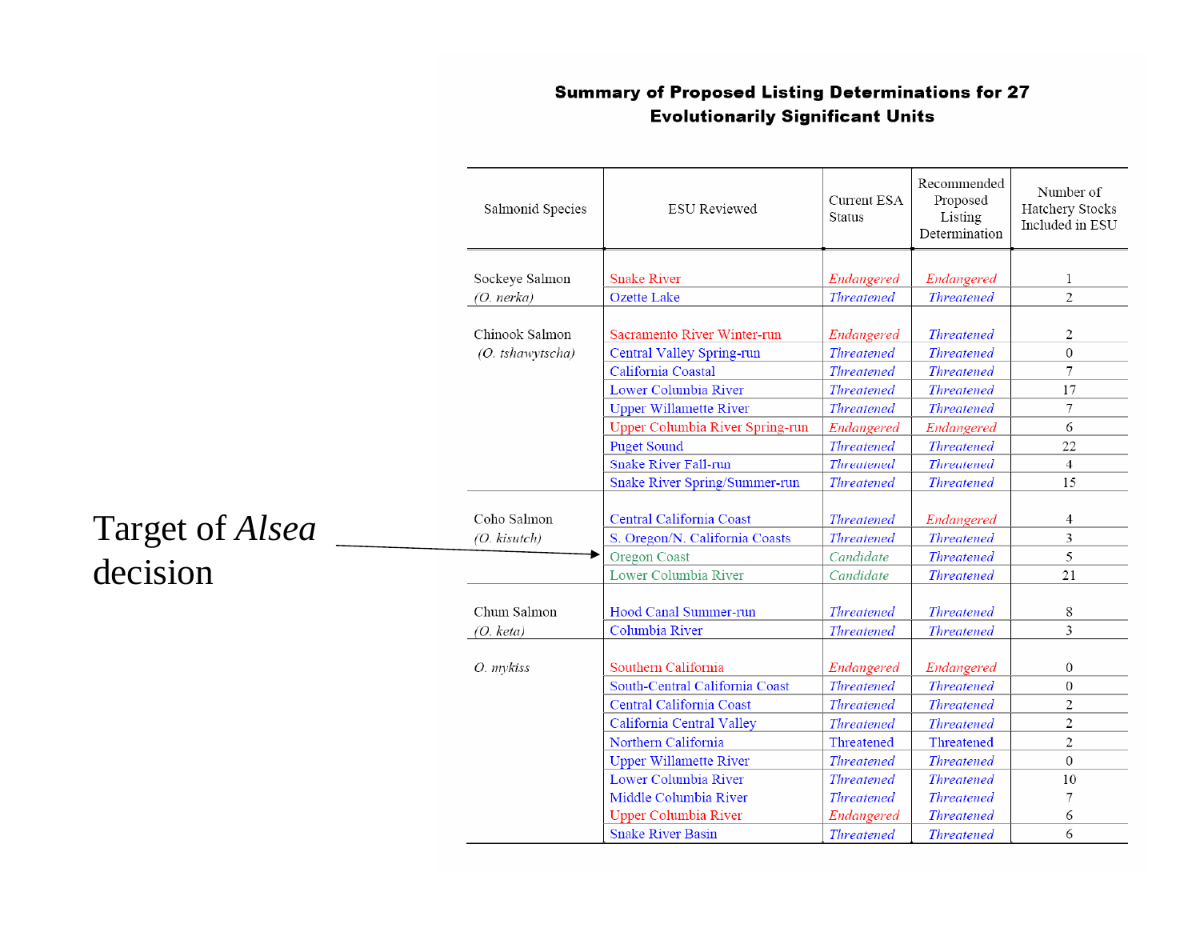## Summary of Proposed Listing Determinations for 27 Evolutionarily Significant Units

| Salmonid Species | ESU Reviewed | Current ESA Status | Recommended Proposed Listing Determination | Number of Hatchery Stocks Included in ESU |
|---|---|---|---|---|
| Sockeye Salmon | Snake River | *Endangered* | *Endangered* | 1 |
| *(O. nerka)* | Ozette Lake | *Threatened* | *Threatened* | 2 |
| Chinook Salmon | Sacramento River Winter-run | *Endangered* | *Threatened* | 2 |
| *(O. tshawytscha)* | Central Valley Spring-run | *Threatened* | *Threatened* | 0 |
| | California Coastal | *Threatened* | *Threatened* | 7 |
| | Lower Columbia River | *Threatened* | *Threatened* | 17 |
| | Upper Willamette River | *Threatened* | *Threatened* | 7 |
| | Upper Columbia River Spring-run | *Endangered* | *Endangered* | 6 |
| | Puget Sound | *Threatened* | *Threatened* | 22 |
| | Snake River Fall-run | *Threatened* | *Threatened* | 4 |
| | Snake River Spring/Summer-run | *Threatened* | *Threatened* | 15 |
| Coho Salmon | Central California Coast | *Threatened* | *Endangered* | 4 |
| *(O. kisutch)* | S. Oregon/N. California Coasts | *Threatened* | *Threatened* | 3 |
| | Oregon Coast | *Candidate* | *Threatened* | 5 |
| | Lower Columbia River | *Candidate* | *Threatened* | 21 |
| Chum Salmon | Hood Canal Summer-run | *Threatened* | *Threatened* | 8 |
| *(O. keta)* | Columbia River | *Threatened* | *Threatened* | 3 |
| *O. mykiss* | Southern California | *Endangered* | *Endangered* | 0 |
| | South-Central California Coast | *Threatened* | *Threatened* | 0 |
| | Central California Coast | *Threatened* | *Threatened* | 2 |
| | California Central Valley | *Threatened* | *Threatened* | 2 |
| | Northern California | Threatened | Threatened | 2 |
| | Upper Willamette River | *Threatened* | *Threatened* | 0 |
| | Lower Columbia River | *Threatened* | *Threatened* | 10 |
| | Middle Columbia River | *Threatened* | *Threatened* | 7 |
| | Upper Columbia River | *Endangered* | *Threatened* | 6 |
| | Snake River Basin | *Threatened* | *Threatened* | 6 |

Target of *Alsea* decision → Oregon Coast (Coho Salmon)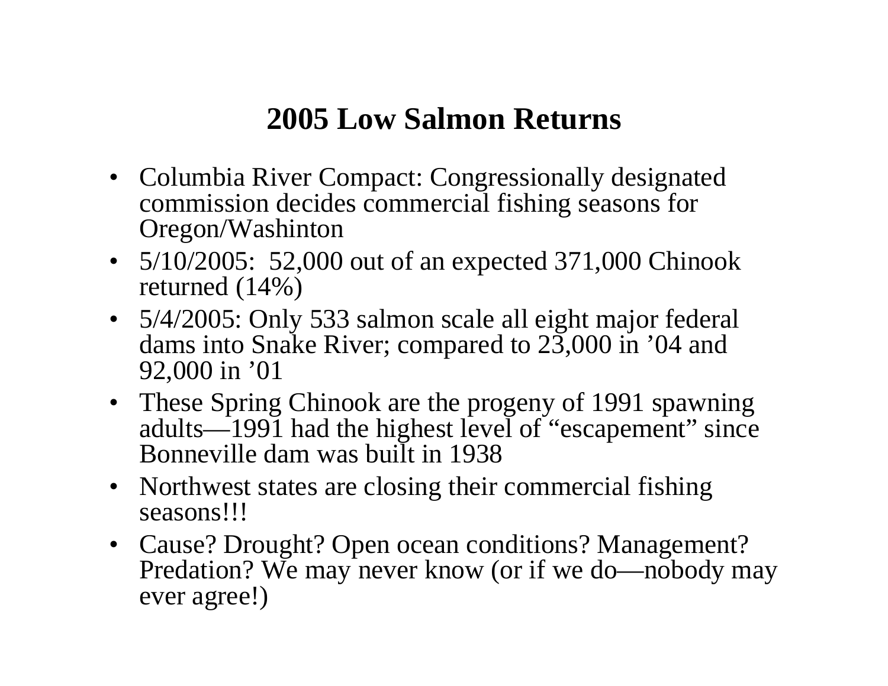# 2005 Low Salmon Returns

- Columbia River Compact: Congressionally designated commission decides commercial fishing seasons for Oregon/Washinton
- 5/10/2005: 52,000 out of an expected 371,000 Chinook returned (14%)
- 5/4/2005: Only 533 salmon scale all eight major federal dams into Snake River; compared to 23,000 in ’04 and 92,000 in ’01
- These Spring Chinook are the progeny of 1991 spawning adults—1991 had the highest level of “escapement” since Bonneville dam was built in 1938
- Northwest states are closing their commercial fishing seasons!!!
- Cause? Drought? Open ocean conditions? Management? Predation? We may never know (or if we do—nobody may ever agree!)